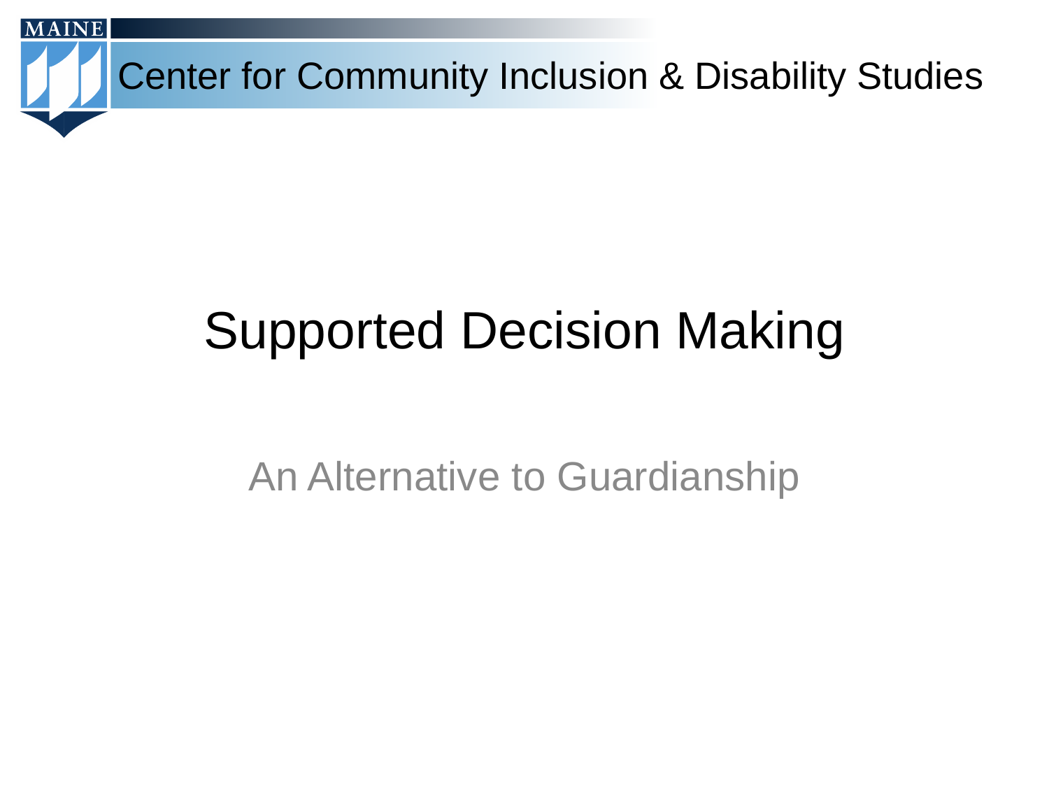Center for Community Inclusion & Disability Studies

# Supported Decision Making

An Alternative to Guardianship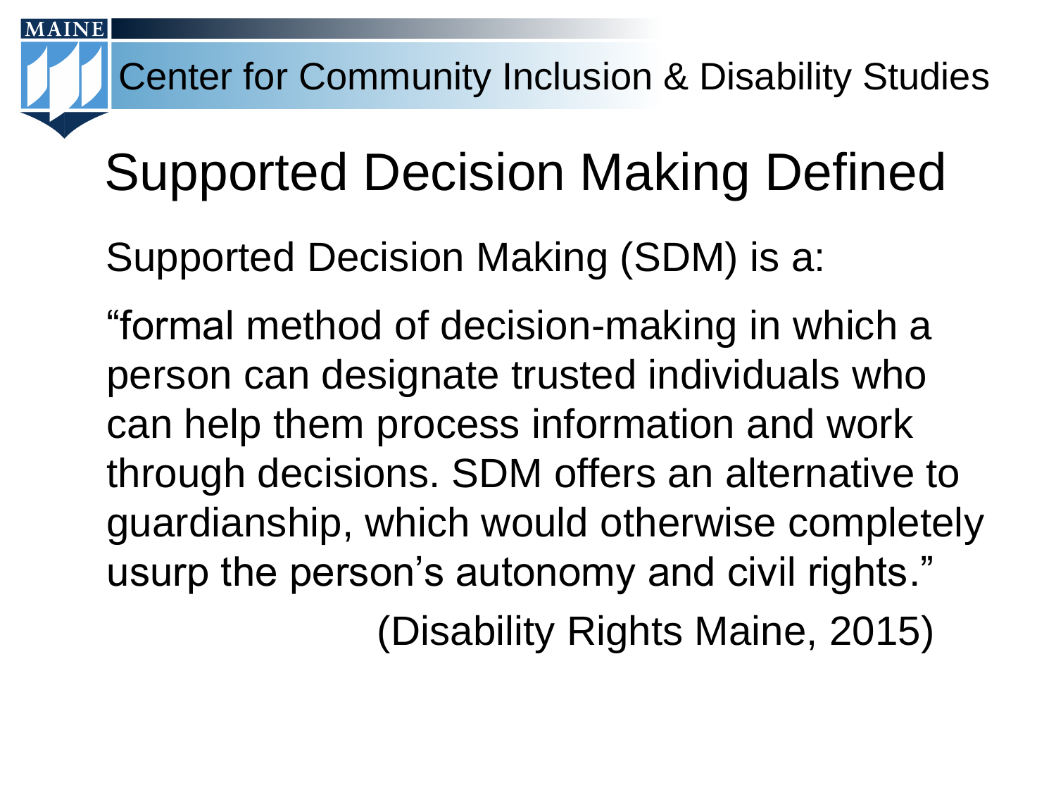# Supported Decision Making Defined

Supported Decision Making (SDM) is a:

"formal method of decision-making in which a person can designate trusted individuals who can help them process information and work through decisions. SDM offers an alternative to guardianship, which would otherwise completely usurp the person's autonomy and civil rights."

(Disability Rights Maine, 2015)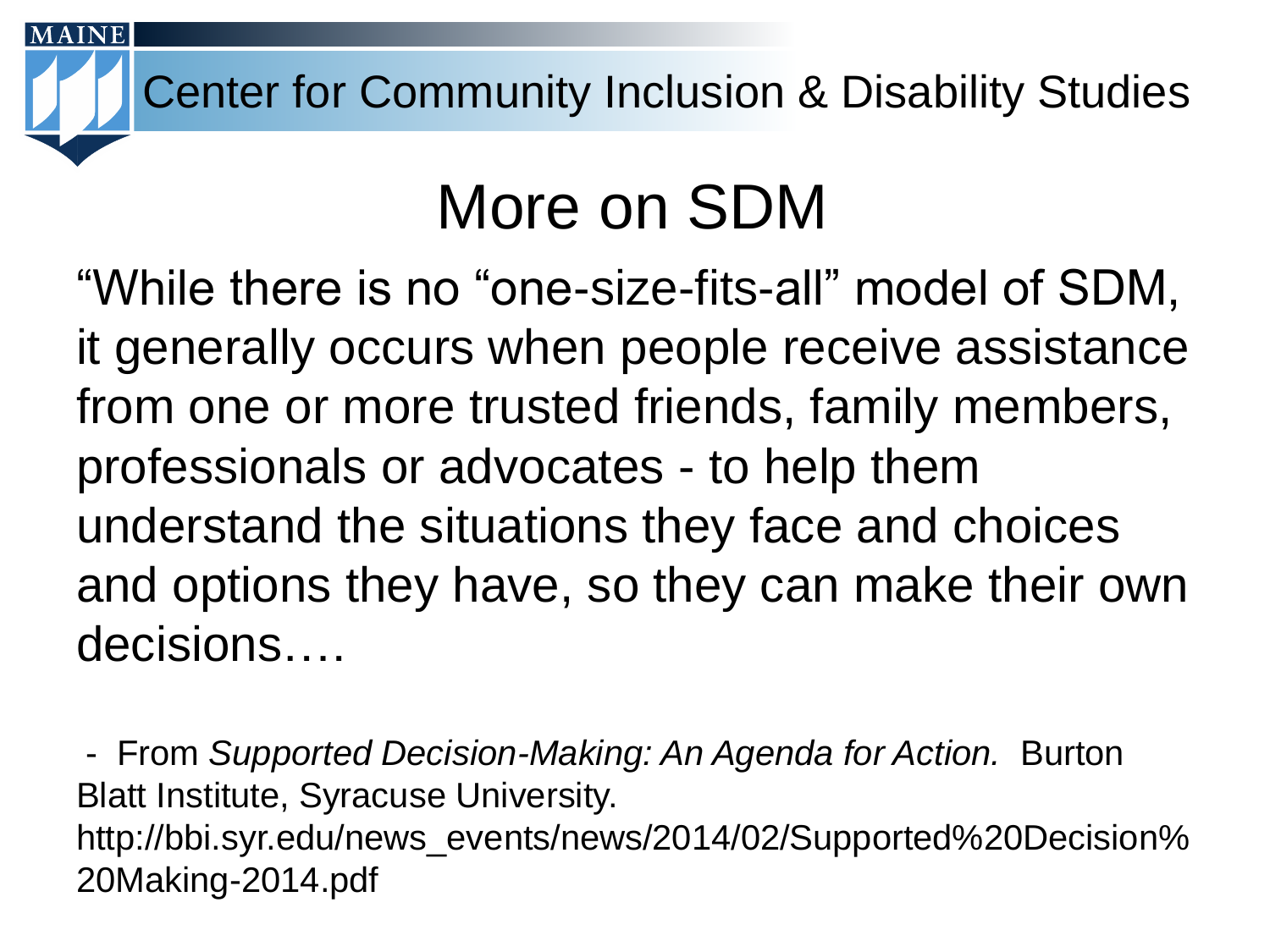# More on SDM

"While there is no "one-size-fits-all" model of SDM, it generally occurs when people receive assistance from one or more trusted friends, family members, professionals or advocates - to help them understand the situations they face and choices and options they have, so they can make their own decisions….

- From *Supported Decision-Making: An Agenda for Action.* Burton Blatt Institute, Syracuse University. http://bbi.syr.edu/news_events/news/2014/02/Supported%20Decision%20Making-2014.pdf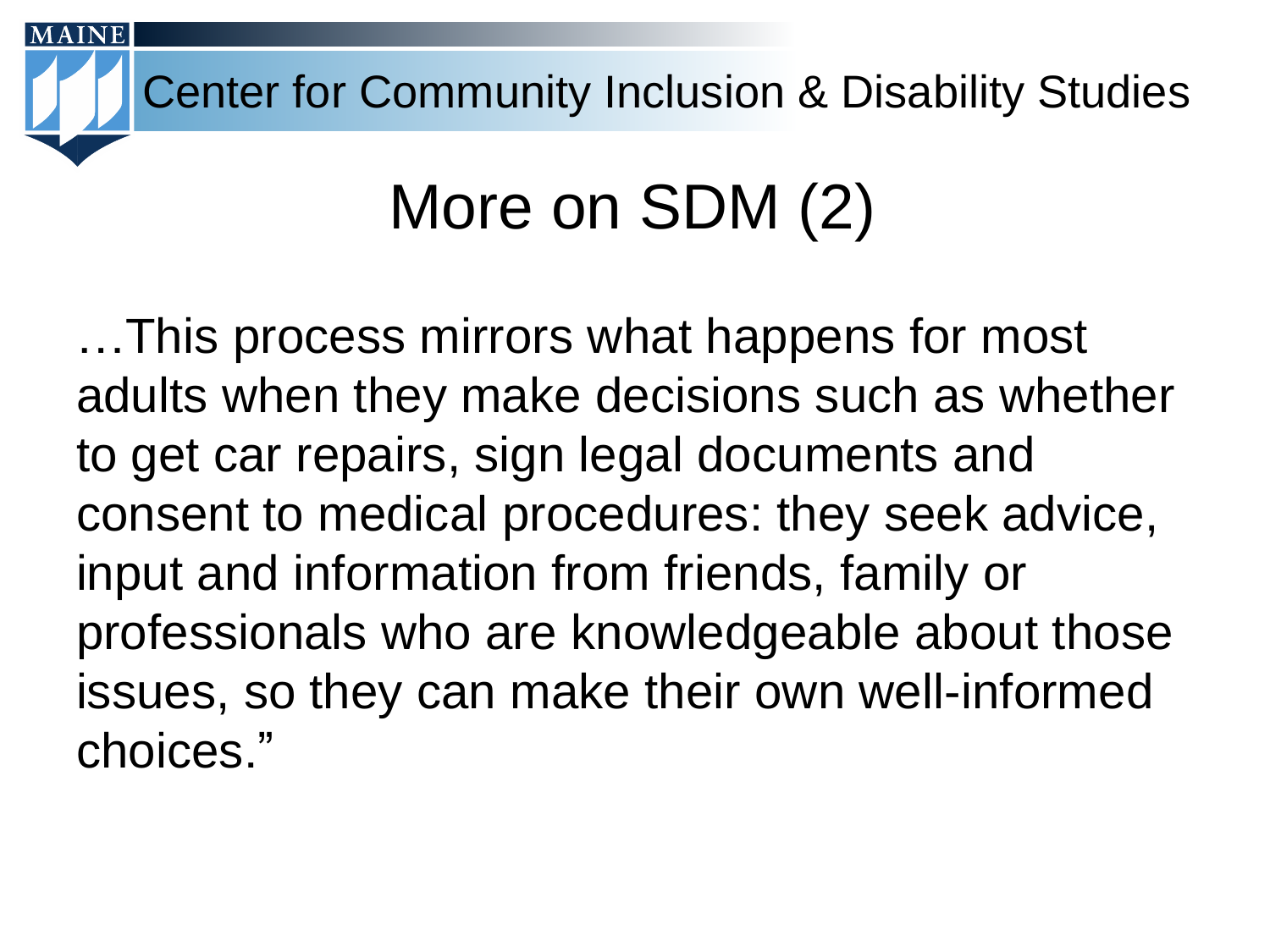# More on SDM (2)

…This process mirrors what happens for most adults when they make decisions such as whether to get car repairs, sign legal documents and consent to medical procedures: they seek advice, input and information from friends, family or professionals who are knowledgeable about those issues, so they can make their own well-informed choices."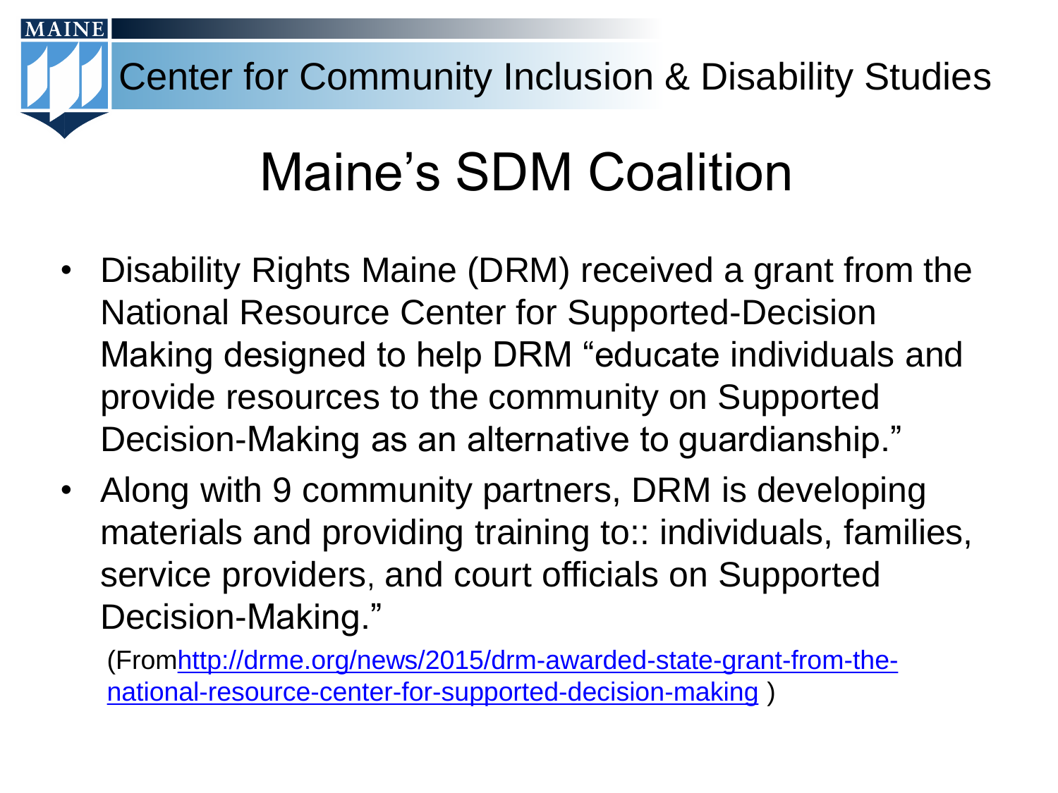# Maine's SDM Coalition

- Disability Rights Maine (DRM) received a grant from the National Resource Center for Supported-Decision Making designed to help DRM "educate individuals and provide resources to the community on Supported Decision-Making as an alternative to guardianship."
- Along with 9 community partners, DRM is developing materials and providing training to:: individuals, families, service providers, and court officials on Supported Decision-Making."

(From[http://drme.org/news/2015/drm-awarded-state-grant-from-the-national-resource-center-for-supported-decision-making](http://drme.org/news/2015/drm-awarded-state-grant-from-the-national-resource-center-for-supported-decision-making) )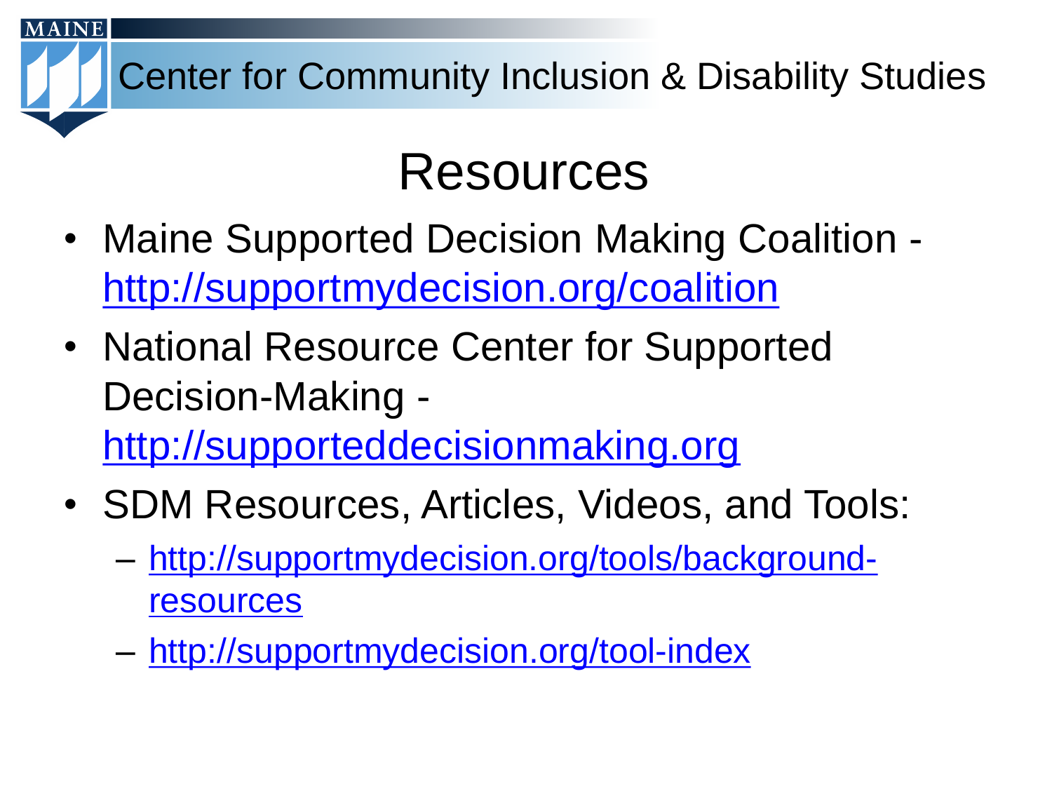# Resources

- Maine Supported Decision Making Coalition - [http://supportmydecision.org/coalition](http://supportmydecision.org/coalition)
- National Resource Center for Supported Decision-Making - [http://supporteddecisionmaking.org](http://supporteddecisionmaking.org)
- SDM Resources, Articles, Videos, and Tools:
  - [http://supportmydecision.org/tools/background-resources](http://supportmydecision.org/tools/background-resources)
  - [http://supportmydecision.org/tool-index](http://supportmydecision.org/tool-index)